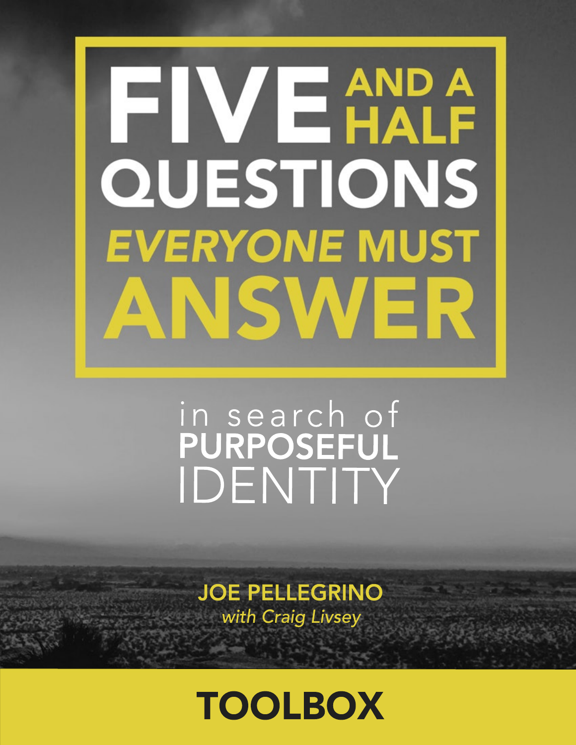# FIVE AND A HALF QUESTIONS *EVERYONE* MUST ANSWER

in search of **PURPOSEFUL** IDENTITY

**JOE PELLEGRINO**
*with Craig Livsey*

## TOOLBOX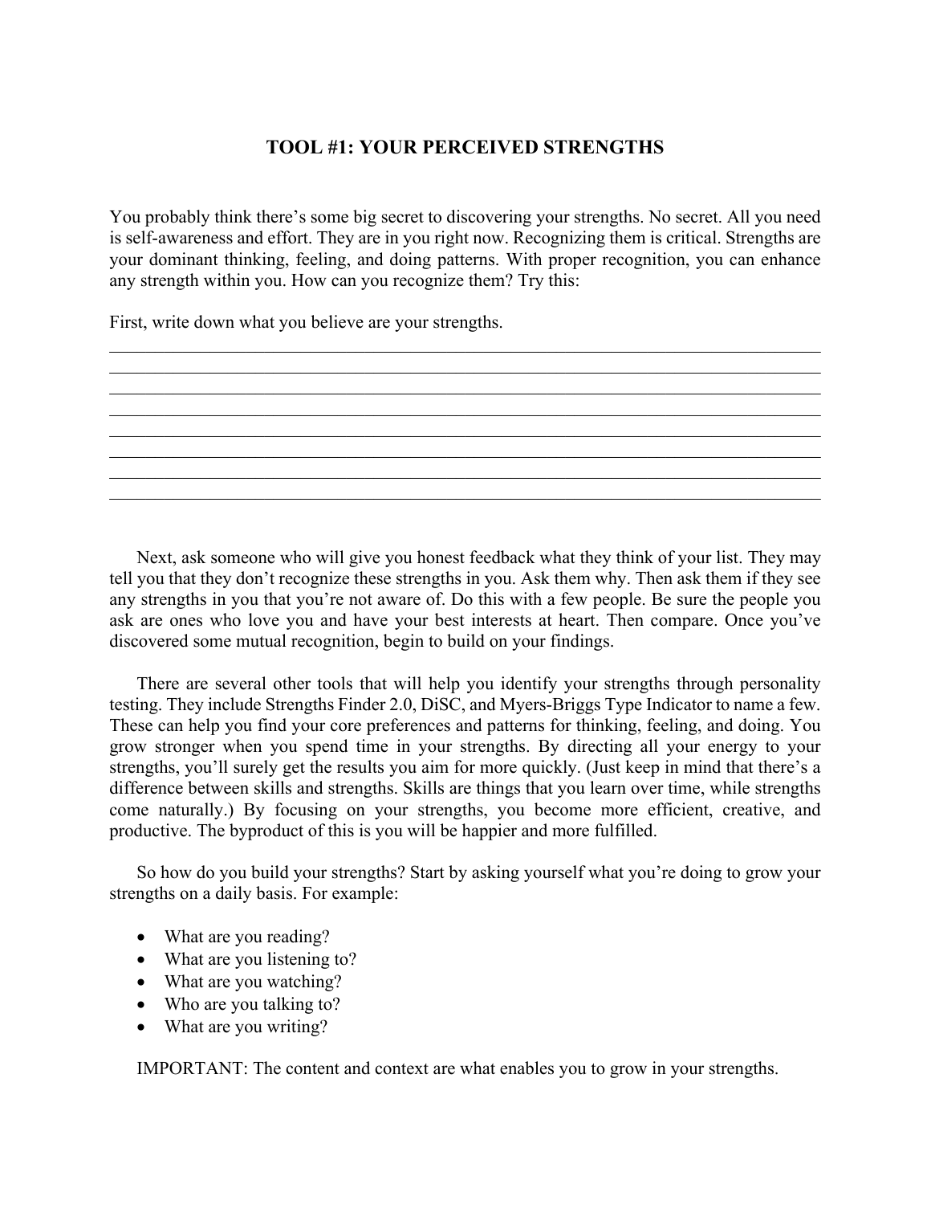# TOOL #1: YOUR PERCEIVED STRENGTHS

You probably think there's some big secret to discovering your strengths. No secret. All you need is self-awareness and effort. They are in you right now. Recognizing them is critical. Strengths are your dominant thinking, feeling, and doing patterns. With proper recognition, you can enhance any strength within you. How can you recognize them? Try this:

First, write down what you believe are your strengths.

________________________________________________________________________________
________________________________________________________________________________
________________________________________________________________________________
________________________________________________________________________________
________________________________________________________________________________
________________________________________________________________________________
________________________________________________________________________________
________________________________________________________________________________

Next, ask someone who will give you honest feedback what they think of your list. They may tell you that they don't recognize these strengths in you. Ask them why. Then ask them if they see any strengths in you that you're not aware of. Do this with a few people. Be sure the people you ask are ones who love you and have your best interests at heart. Then compare. Once you've discovered some mutual recognition, begin to build on your findings.

There are several other tools that will help you identify your strengths through personality testing. They include Strengths Finder 2.0, DiSC, and Myers-Briggs Type Indicator to name a few. These can help you find your core preferences and patterns for thinking, feeling, and doing. You grow stronger when you spend time in your strengths. By directing all your energy to your strengths, you'll surely get the results you aim for more quickly. (Just keep in mind that there's a difference between skills and strengths. Skills are things that you learn over time, while strengths come naturally.) By focusing on your strengths, you become more efficient, creative, and productive. The byproduct of this is you will be happier and more fulfilled.

So how do you build your strengths? Start by asking yourself what you're doing to grow your strengths on a daily basis. For example:

- What are you reading?
- What are you listening to?
- What are you watching?
- Who are you talking to?
- What are you writing?

IMPORTANT: The content and context are what enables you to grow in your strengths.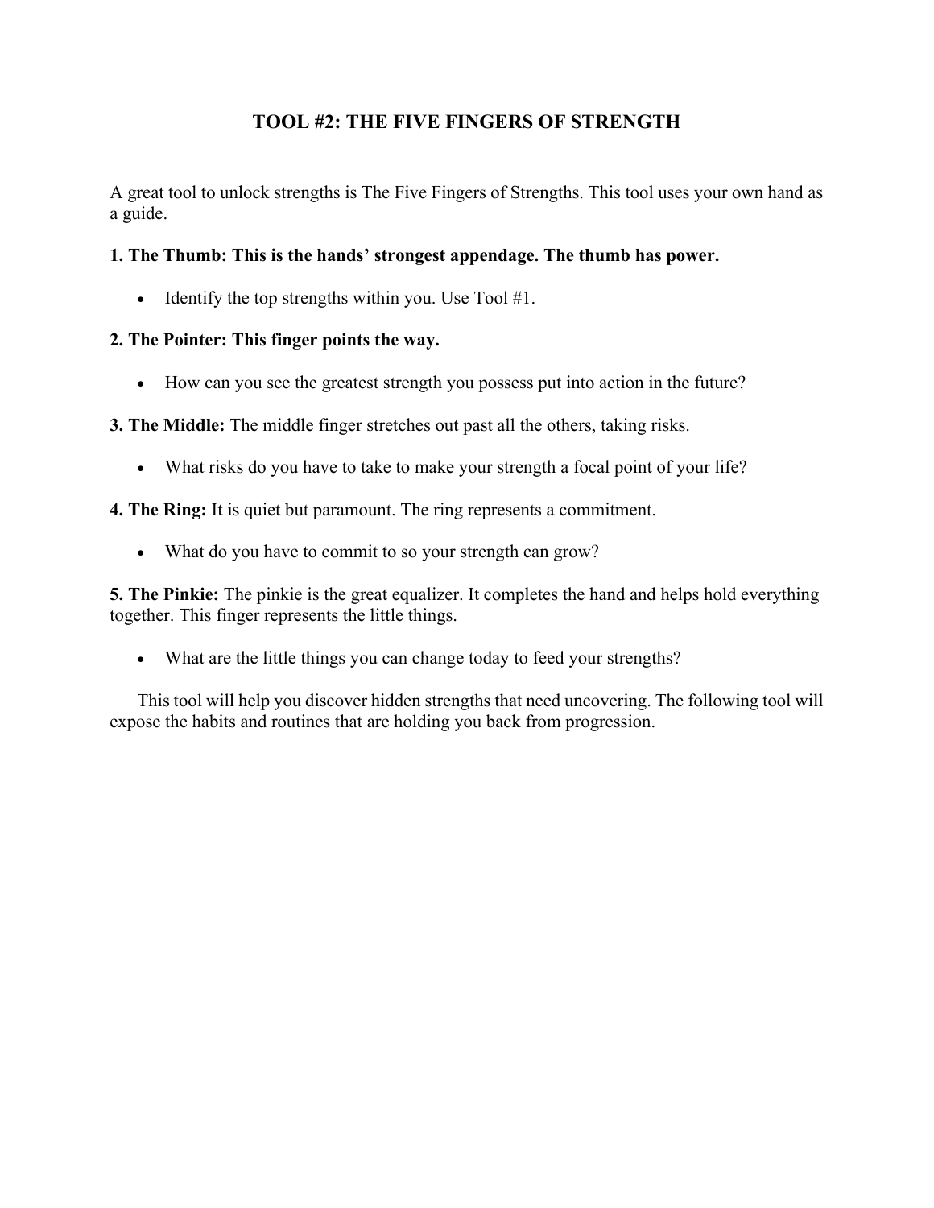# TOOL #2: THE FIVE FINGERS OF STRENGTH

A great tool to unlock strengths is The Five Fingers of Strengths. This tool uses your own hand as a guide.

**1. The Thumb: This is the hands' strongest appendage. The thumb has power.**

- Identify the top strengths within you. Use Tool #1.

**2. The Pointer: This finger points the way.**

- How can you see the greatest strength you possess put into action in the future?

**3. The Middle:** The middle finger stretches out past all the others, taking risks.

- What risks do you have to take to make your strength a focal point of your life?

**4. The Ring:** It is quiet but paramount. The ring represents a commitment.

- What do you have to commit to so your strength can grow?

**5. The Pinkie:** The pinkie is the great equalizer. It completes the hand and helps hold everything together. This finger represents the little things.

- What are the little things you can change today to feed your strengths?

This tool will help you discover hidden strengths that need uncovering. The following tool will expose the habits and routines that are holding you back from progression.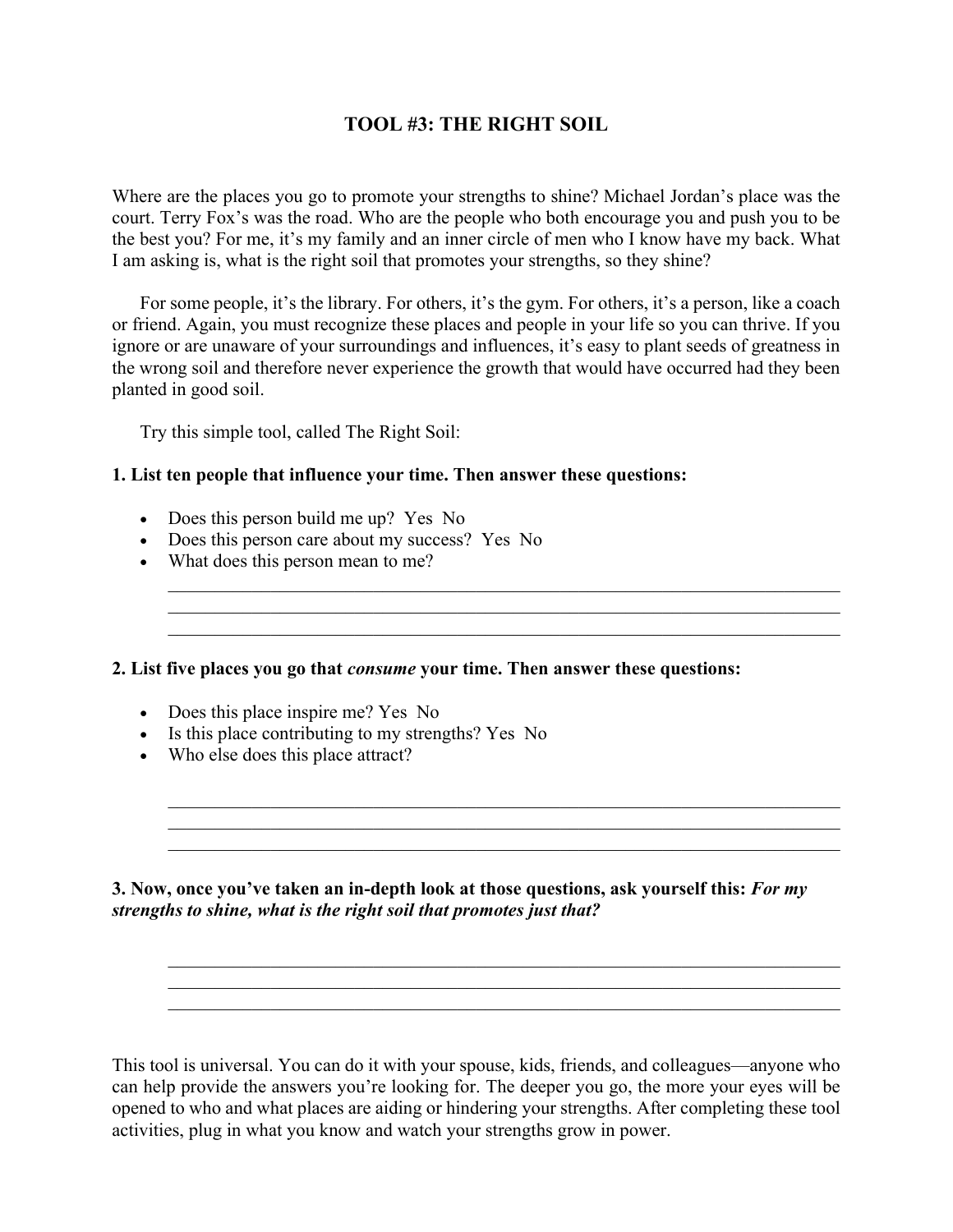## TOOL #3: THE RIGHT SOIL

Where are the places you go to promote your strengths to shine? Michael Jordan's place was the court. Terry Fox's was the road. Who are the people who both encourage you and push you to be the best you? For me, it's my family and an inner circle of men who I know have my back. What I am asking is, what is the right soil that promotes your strengths, so they shine?

For some people, it's the library. For others, it's the gym. For others, it's a person, like a coach or friend. Again, you must recognize these places and people in your life so you can thrive. If you ignore or are unaware of your surroundings and influences, it's easy to plant seeds of greatness in the wrong soil and therefore never experience the growth that would have occurred had they been planted in good soil.

Try this simple tool, called The Right Soil:

**1. List ten people that influence your time. Then answer these questions:**

- Does this person build me up? Yes No
- Does this person care about my success? Yes No
- What does this person mean to me?

\_\_\_\_\_\_\_\_\_\_\_\_\_\_\_\_\_\_\_\_\_\_\_\_\_\_\_\_\_\_\_\_\_\_\_\_\_\_\_\_\_\_\_\_\_\_\_\_\_\_\_\_\_\_\_\_\_\_\_\_
\_\_\_\_\_\_\_\_\_\_\_\_\_\_\_\_\_\_\_\_\_\_\_\_\_\_\_\_\_\_\_\_\_\_\_\_\_\_\_\_\_\_\_\_\_\_\_\_\_\_\_\_\_\_\_\_\_\_\_\_
\_\_\_\_\_\_\_\_\_\_\_\_\_\_\_\_\_\_\_\_\_\_\_\_\_\_\_\_\_\_\_\_\_\_\_\_\_\_\_\_\_\_\_\_\_\_\_\_\_\_\_\_\_\_\_\_\_\_\_\_

**2. List five places you go that *consume* your time. Then answer these questions:**

- Does this place inspire me? Yes No
- Is this place contributing to my strengths? Yes No
- Who else does this place attract?

\_\_\_\_\_\_\_\_\_\_\_\_\_\_\_\_\_\_\_\_\_\_\_\_\_\_\_\_\_\_\_\_\_\_\_\_\_\_\_\_\_\_\_\_\_\_\_\_\_\_\_\_\_\_\_\_\_\_\_\_
\_\_\_\_\_\_\_\_\_\_\_\_\_\_\_\_\_\_\_\_\_\_\_\_\_\_\_\_\_\_\_\_\_\_\_\_\_\_\_\_\_\_\_\_\_\_\_\_\_\_\_\_\_\_\_\_\_\_\_\_
\_\_\_\_\_\_\_\_\_\_\_\_\_\_\_\_\_\_\_\_\_\_\_\_\_\_\_\_\_\_\_\_\_\_\_\_\_\_\_\_\_\_\_\_\_\_\_\_\_\_\_\_\_\_\_\_\_\_\_\_

**3. Now, once you've taken an in-depth look at those questions, ask yourself this: *For my strengths to shine, what is the right soil that promotes just that?***

\_\_\_\_\_\_\_\_\_\_\_\_\_\_\_\_\_\_\_\_\_\_\_\_\_\_\_\_\_\_\_\_\_\_\_\_\_\_\_\_\_\_\_\_\_\_\_\_\_\_\_\_\_\_\_\_\_\_\_\_
\_\_\_\_\_\_\_\_\_\_\_\_\_\_\_\_\_\_\_\_\_\_\_\_\_\_\_\_\_\_\_\_\_\_\_\_\_\_\_\_\_\_\_\_\_\_\_\_\_\_\_\_\_\_\_\_\_\_\_\_
\_\_\_\_\_\_\_\_\_\_\_\_\_\_\_\_\_\_\_\_\_\_\_\_\_\_\_\_\_\_\_\_\_\_\_\_\_\_\_\_\_\_\_\_\_\_\_\_\_\_\_\_\_\_\_\_\_\_\_\_

This tool is universal. You can do it with your spouse, kids, friends, and colleagues—anyone who can help provide the answers you're looking for. The deeper you go, the more your eyes will be opened to who and what places are aiding or hindering your strengths. After completing these tool activities, plug in what you know and watch your strengths grow in power.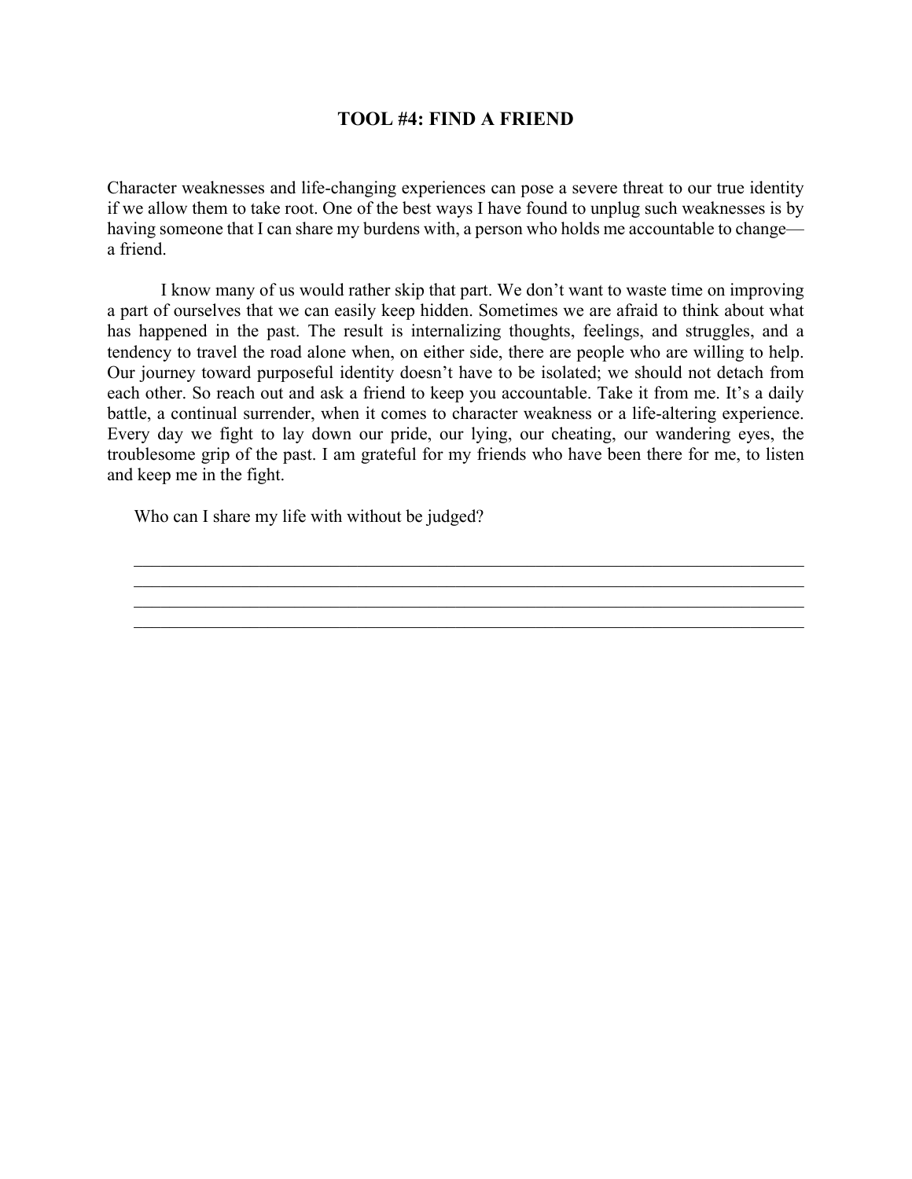## TOOL #4: FIND A FRIEND

Character weaknesses and life-changing experiences can pose a severe threat to our true identity if we allow them to take root. One of the best ways I have found to unplug such weaknesses is by having someone that I can share my burdens with, a person who holds me accountable to change—a friend.

I know many of us would rather skip that part. We don't want to waste time on improving a part of ourselves that we can easily keep hidden. Sometimes we are afraid to think about what has happened in the past. The result is internalizing thoughts, feelings, and struggles, and a tendency to travel the road alone when, on either side, there are people who are willing to help. Our journey toward purposeful identity doesn't have to be isolated; we should not detach from each other. So reach out and ask a friend to keep you accountable. Take it from me. It's a daily battle, a continual surrender, when it comes to character weakness or a life-altering experience. Every day we fight to lay down our pride, our lying, our cheating, our wandering eyes, the troublesome grip of the past. I am grateful for my friends who have been there for me, to listen and keep me in the fight.

Who can I share my life with without be judged?

\_\_\_\_\_\_\_\_\_\_\_\_\_\_\_\_\_\_\_\_\_\_\_\_\_\_\_\_\_\_\_\_\_\_\_\_\_\_\_\_\_\_\_\_\_\_\_\_\_\_\_\_\_\_\_\_\_\_\_\_\_\_\_\_\_\_\_\_\_\_\_\_\_\_\_\_
\_\_\_\_\_\_\_\_\_\_\_\_\_\_\_\_\_\_\_\_\_\_\_\_\_\_\_\_\_\_\_\_\_\_\_\_\_\_\_\_\_\_\_\_\_\_\_\_\_\_\_\_\_\_\_\_\_\_\_\_\_\_\_\_\_\_\_\_\_\_\_\_\_\_\_\_
\_\_\_\_\_\_\_\_\_\_\_\_\_\_\_\_\_\_\_\_\_\_\_\_\_\_\_\_\_\_\_\_\_\_\_\_\_\_\_\_\_\_\_\_\_\_\_\_\_\_\_\_\_\_\_\_\_\_\_\_\_\_\_\_\_\_\_\_\_\_\_\_\_\_\_\_
\_\_\_\_\_\_\_\_\_\_\_\_\_\_\_\_\_\_\_\_\_\_\_\_\_\_\_\_\_\_\_\_\_\_\_\_\_\_\_\_\_\_\_\_\_\_\_\_\_\_\_\_\_\_\_\_\_\_\_\_\_\_\_\_\_\_\_\_\_\_\_\_\_\_\_\_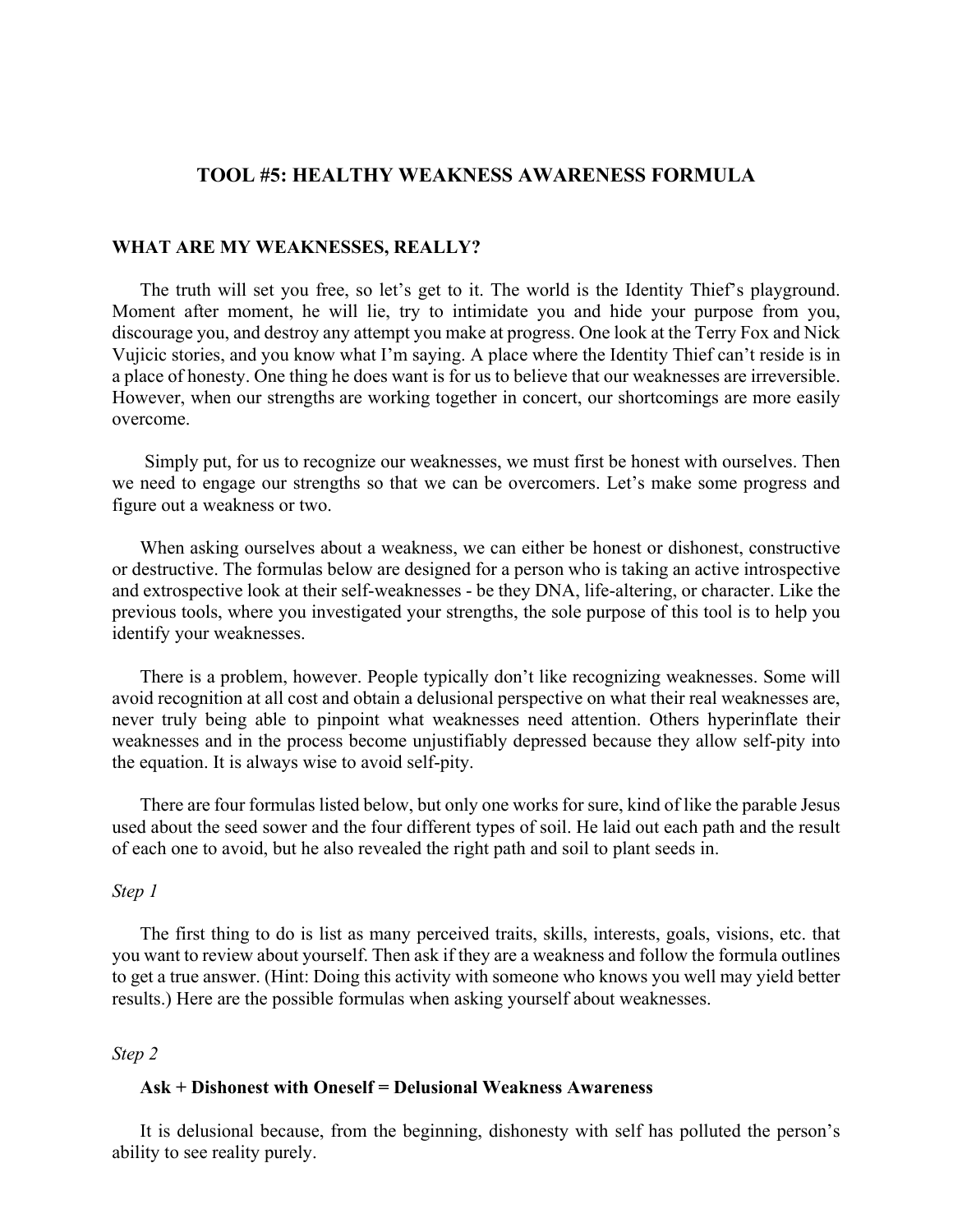## TOOL #5: HEALTHY WEAKNESS AWARENESS FORMULA

### WHAT ARE MY WEAKNESSES, REALLY?

The truth will set you free, so let's get to it. The world is the Identity Thief's playground. Moment after moment, he will lie, try to intimidate you and hide your purpose from you, discourage you, and destroy any attempt you make at progress. One look at the Terry Fox and Nick Vujicic stories, and you know what I'm saying. A place where the Identity Thief can't reside is in a place of honesty. One thing he does want is for us to believe that our weaknesses are irreversible. However, when our strengths are working together in concert, our shortcomings are more easily overcome.

Simply put, for us to recognize our weaknesses, we must first be honest with ourselves. Then we need to engage our strengths so that we can be overcomers. Let's make some progress and figure out a weakness or two.

When asking ourselves about a weakness, we can either be honest or dishonest, constructive or destructive. The formulas below are designed for a person who is taking an active introspective and extrospective look at their self-weaknesses - be they DNA, life-altering, or character. Like the previous tools, where you investigated your strengths, the sole purpose of this tool is to help you identify your weaknesses.

There is a problem, however. People typically don't like recognizing weaknesses. Some will avoid recognition at all cost and obtain a delusional perspective on what their real weaknesses are, never truly being able to pinpoint what weaknesses need attention. Others hyperinflate their weaknesses and in the process become unjustifiably depressed because they allow self-pity into the equation. It is always wise to avoid self-pity.

There are four formulas listed below, but only one works for sure, kind of like the parable Jesus used about the seed sower and the four different types of soil. He laid out each path and the result of each one to avoid, but he also revealed the right path and soil to plant seeds in.

*Step 1*

The first thing to do is list as many perceived traits, skills, interests, goals, visions, etc. that you want to review about yourself. Then ask if they are a weakness and follow the formula outlines to get a true answer. (Hint: Doing this activity with someone who knows you well may yield better results.) Here are the possible formulas when asking yourself about weaknesses.

*Step 2*

**Ask + Dishonest with Oneself = Delusional Weakness Awareness**

It is delusional because, from the beginning, dishonesty with self has polluted the person's ability to see reality purely.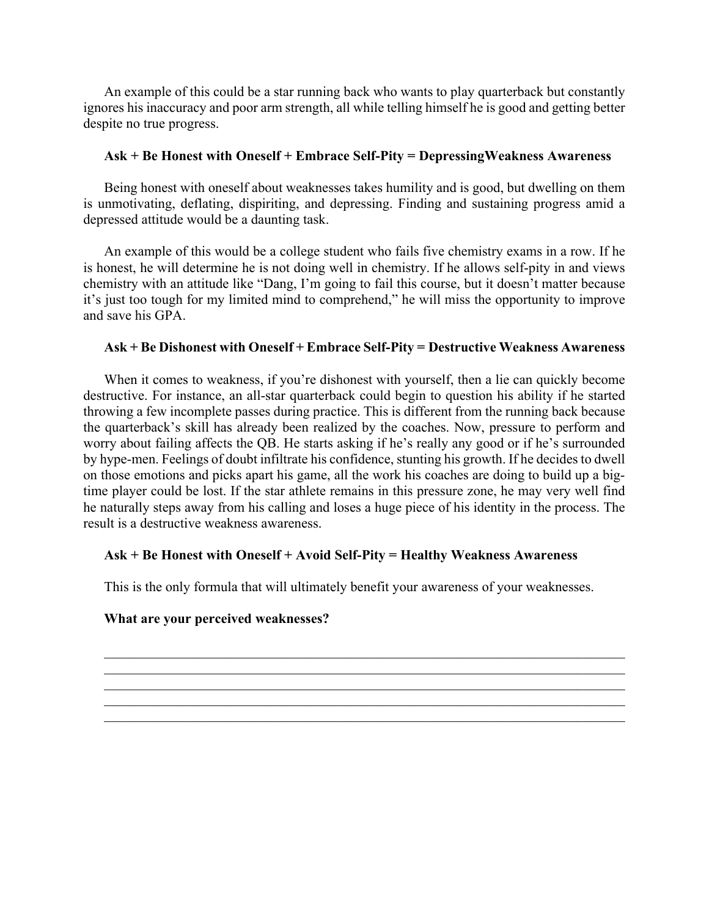An example of this could be a star running back who wants to play quarterback but constantly ignores his inaccuracy and poor arm strength, all while telling himself he is good and getting better despite no true progress.

**Ask + Be Honest with Oneself + Embrace Self-Pity = DepressingWeakness Awareness**

Being honest with oneself about weaknesses takes humility and is good, but dwelling on them is unmotivating, deflating, dispiriting, and depressing. Finding and sustaining progress amid a depressed attitude would be a daunting task.

An example of this would be a college student who fails five chemistry exams in a row. If he is honest, he will determine he is not doing well in chemistry. If he allows self-pity in and views chemistry with an attitude like "Dang, I'm going to fail this course, but it doesn't matter because it's just too tough for my limited mind to comprehend," he will miss the opportunity to improve and save his GPA.

**Ask + Be Dishonest with Oneself + Embrace Self-Pity = Destructive Weakness Awareness**

When it comes to weakness, if you're dishonest with yourself, then a lie can quickly become destructive. For instance, an all-star quarterback could begin to question his ability if he started throwing a few incomplete passes during practice. This is different from the running back because the quarterback's skill has already been realized by the coaches. Now, pressure to perform and worry about failing affects the QB. He starts asking if he's really any good or if he's surrounded by hype-men. Feelings of doubt infiltrate his confidence, stunting his growth. If he decides to dwell on those emotions and picks apart his game, all the work his coaches are doing to build up a big-time player could be lost. If the star athlete remains in this pressure zone, he may very well find he naturally steps away from his calling and loses a huge piece of his identity in the process. The result is a destructive weakness awareness.

**Ask + Be Honest with Oneself + Avoid Self-Pity = Healthy Weakness Awareness**

This is the only formula that will ultimately benefit your awareness of your weaknesses.

**What are your perceived weaknesses?**

\_\_\_\_\_\_\_\_\_\_\_\_\_\_\_\_\_\_\_\_\_\_\_\_\_\_\_\_\_\_\_\_\_\_\_\_\_\_\_\_\_\_\_\_\_\_\_\_\_\_\_\_\_\_\_\_\_\_\_\_\_\_\_\_\_\_\_\_\_\_\_\_\_\_\_\_
\_\_\_\_\_\_\_\_\_\_\_\_\_\_\_\_\_\_\_\_\_\_\_\_\_\_\_\_\_\_\_\_\_\_\_\_\_\_\_\_\_\_\_\_\_\_\_\_\_\_\_\_\_\_\_\_\_\_\_\_\_\_\_\_\_\_\_\_\_\_\_\_\_\_\_\_
\_\_\_\_\_\_\_\_\_\_\_\_\_\_\_\_\_\_\_\_\_\_\_\_\_\_\_\_\_\_\_\_\_\_\_\_\_\_\_\_\_\_\_\_\_\_\_\_\_\_\_\_\_\_\_\_\_\_\_\_\_\_\_\_\_\_\_\_\_\_\_\_\_\_\_\_
\_\_\_\_\_\_\_\_\_\_\_\_\_\_\_\_\_\_\_\_\_\_\_\_\_\_\_\_\_\_\_\_\_\_\_\_\_\_\_\_\_\_\_\_\_\_\_\_\_\_\_\_\_\_\_\_\_\_\_\_\_\_\_\_\_\_\_\_\_\_\_\_\_\_\_\_
\_\_\_\_\_\_\_\_\_\_\_\_\_\_\_\_\_\_\_\_\_\_\_\_\_\_\_\_\_\_\_\_\_\_\_\_\_\_\_\_\_\_\_\_\_\_\_\_\_\_\_\_\_\_\_\_\_\_\_\_\_\_\_\_\_\_\_\_\_\_\_\_\_\_\_\_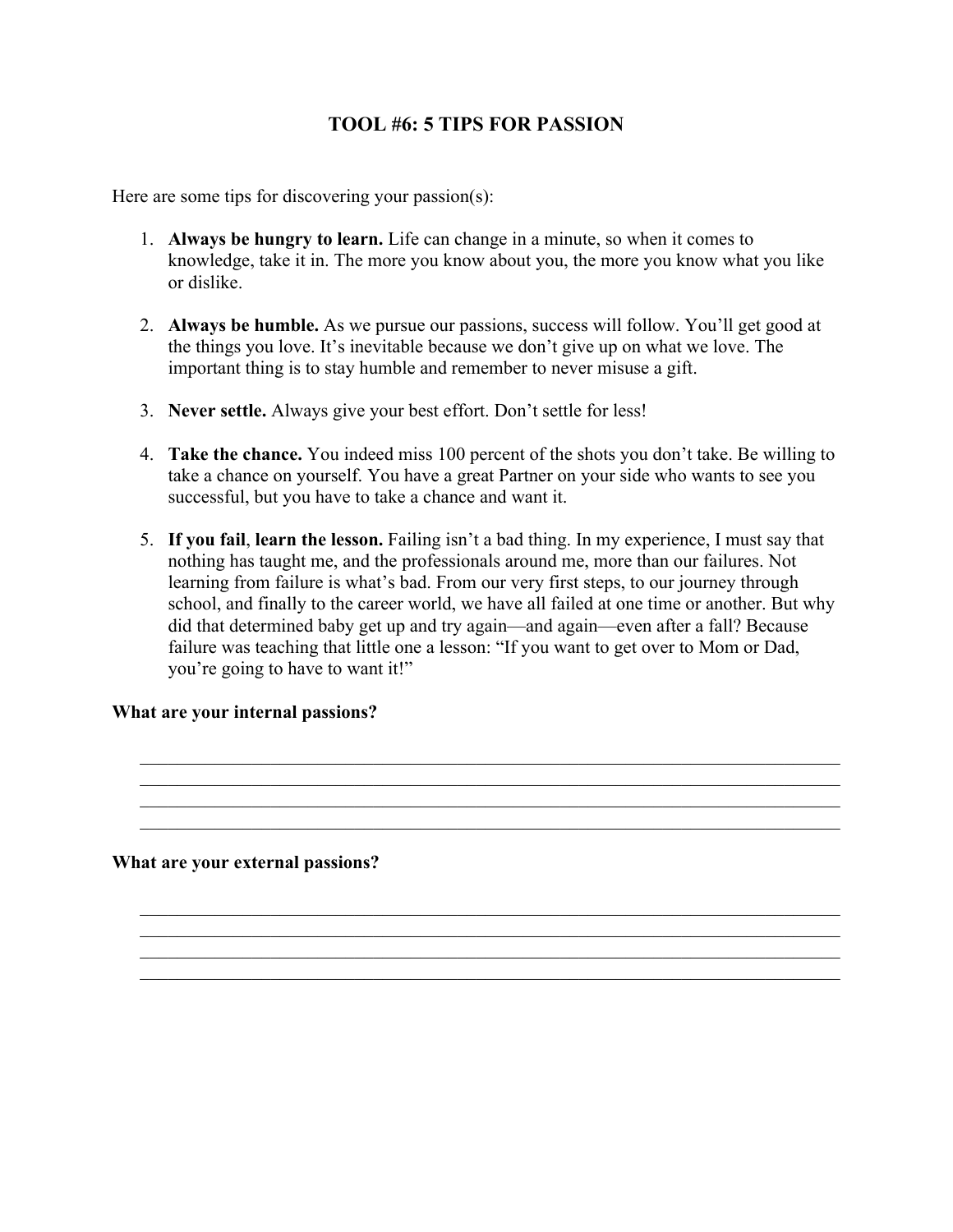# TOOL #6: 5 TIPS FOR PASSION

Here are some tips for discovering your passion(s):

1. **Always be hungry to learn.** Life can change in a minute, so when it comes to knowledge, take it in. The more you know about you, the more you know what you like or dislike.

2. **Always be humble.** As we pursue our passions, success will follow. You'll get good at the things you love. It's inevitable because we don't give up on what we love. The important thing is to stay humble and remember to never misuse a gift.

3. **Never settle.** Always give your best effort. Don't settle for less!

4. **Take the chance.** You indeed miss 100 percent of the shots you don't take. Be willing to take a chance on yourself. You have a great Partner on your side who wants to see you successful, but you have to take a chance and want it.

5. **If you fail**, **learn the lesson.** Failing isn't a bad thing. In my experience, I must say that nothing has taught me, and the professionals around me, more than our failures. Not learning from failure is what's bad. From our very first steps, to our journey through school, and finally to the career world, we have all failed at one time or another. But why did that determined baby get up and try again—and again—even after a fall? Because failure was teaching that little one a lesson: "If you want to get over to Mom or Dad, you're going to have to want it!"

**What are your internal passions?**

\_\_\_\_\_\_\_\_\_\_\_\_\_\_\_\_\_\_\_\_\_\_\_\_\_\_\_\_\_\_\_\_\_\_\_\_\_\_\_\_\_\_\_\_\_\_\_\_\_\_\_\_\_\_\_\_\_\_\_\_\_\_\_\_\_\_\_\_\_\_\_\_

\_\_\_\_\_\_\_\_\_\_\_\_\_\_\_\_\_\_\_\_\_\_\_\_\_\_\_\_\_\_\_\_\_\_\_\_\_\_\_\_\_\_\_\_\_\_\_\_\_\_\_\_\_\_\_\_\_\_\_\_\_\_\_\_\_\_\_\_\_\_\_\_

\_\_\_\_\_\_\_\_\_\_\_\_\_\_\_\_\_\_\_\_\_\_\_\_\_\_\_\_\_\_\_\_\_\_\_\_\_\_\_\_\_\_\_\_\_\_\_\_\_\_\_\_\_\_\_\_\_\_\_\_\_\_\_\_\_\_\_\_\_\_\_\_

\_\_\_\_\_\_\_\_\_\_\_\_\_\_\_\_\_\_\_\_\_\_\_\_\_\_\_\_\_\_\_\_\_\_\_\_\_\_\_\_\_\_\_\_\_\_\_\_\_\_\_\_\_\_\_\_\_\_\_\_\_\_\_\_\_\_\_\_\_\_\_\_

**What are your external passions?**

\_\_\_\_\_\_\_\_\_\_\_\_\_\_\_\_\_\_\_\_\_\_\_\_\_\_\_\_\_\_\_\_\_\_\_\_\_\_\_\_\_\_\_\_\_\_\_\_\_\_\_\_\_\_\_\_\_\_\_\_\_\_\_\_\_\_\_\_\_\_\_\_

\_\_\_\_\_\_\_\_\_\_\_\_\_\_\_\_\_\_\_\_\_\_\_\_\_\_\_\_\_\_\_\_\_\_\_\_\_\_\_\_\_\_\_\_\_\_\_\_\_\_\_\_\_\_\_\_\_\_\_\_\_\_\_\_\_\_\_\_\_\_\_\_

\_\_\_\_\_\_\_\_\_\_\_\_\_\_\_\_\_\_\_\_\_\_\_\_\_\_\_\_\_\_\_\_\_\_\_\_\_\_\_\_\_\_\_\_\_\_\_\_\_\_\_\_\_\_\_\_\_\_\_\_\_\_\_\_\_\_\_\_\_\_\_\_

\_\_\_\_\_\_\_\_\_\_\_\_\_\_\_\_\_\_\_\_\_\_\_\_\_\_\_\_\_\_\_\_\_\_\_\_\_\_\_\_\_\_\_\_\_\_\_\_\_\_\_\_\_\_\_\_\_\_\_\_\_\_\_\_\_\_\_\_\_\_\_\_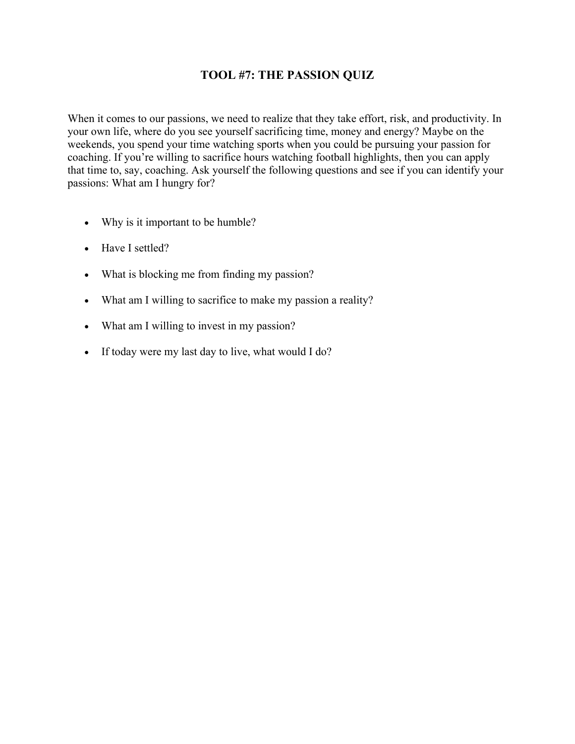# TOOL #7: THE PASSION QUIZ

When it comes to our passions, we need to realize that they take effort, risk, and productivity. In your own life, where do you see yourself sacrificing time, money and energy? Maybe on the weekends, you spend your time watching sports when you could be pursuing your passion for coaching. If you're willing to sacrifice hours watching football highlights, then you can apply that time to, say, coaching. Ask yourself the following questions and see if you can identify your passions: What am I hungry for?

- Why is it important to be humble?
- Have I settled?
- What is blocking me from finding my passion?
- What am I willing to sacrifice to make my passion a reality?
- What am I willing to invest in my passion?
- If today were my last day to live, what would I do?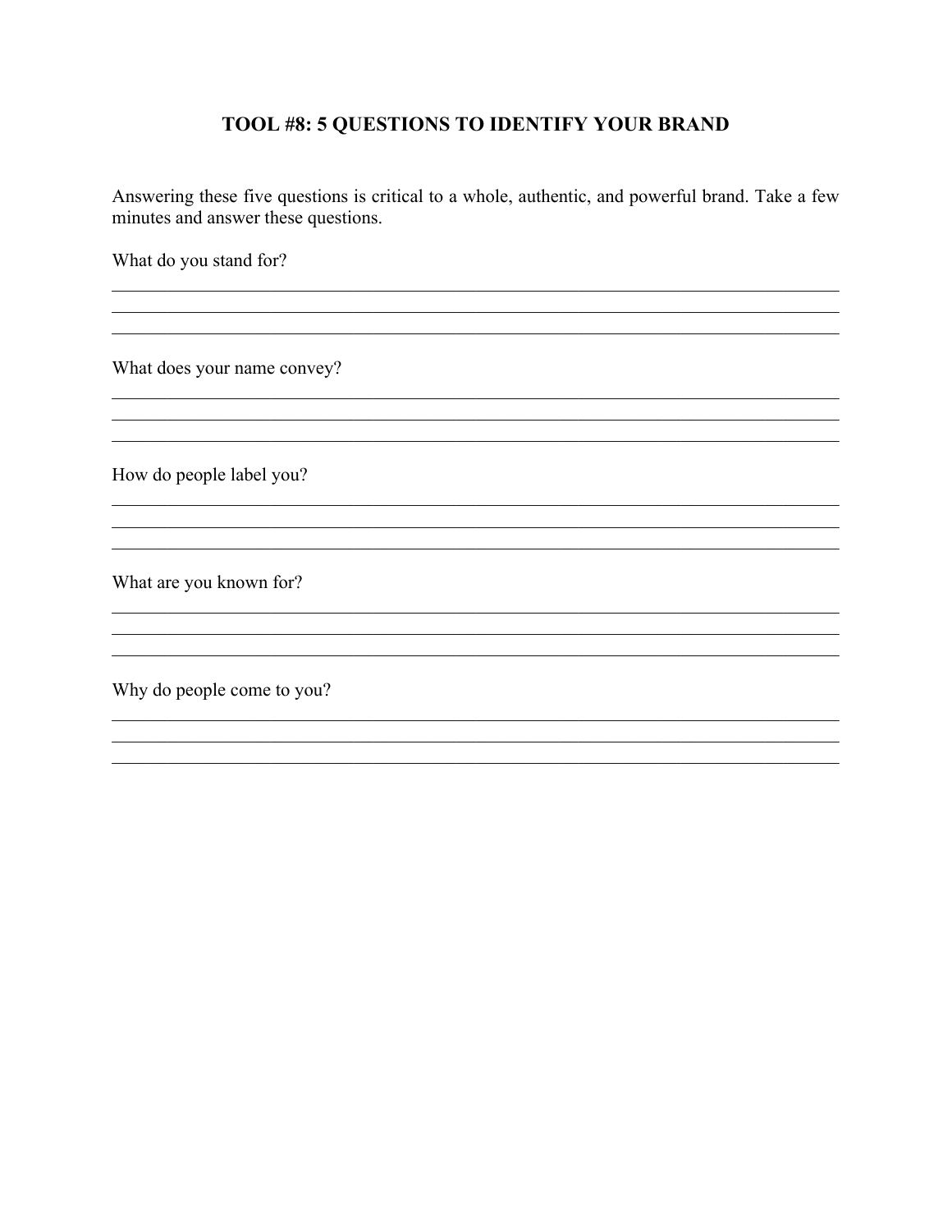## TOOL #8: 5 QUESTIONS TO IDENTIFY YOUR BRAND

Answering these five questions is critical to a whole, authentic, and powerful brand. Take a few minutes and answer these questions.

What do you stand for?

_______________________________________________________________________________

_______________________________________________________________________________

_______________________________________________________________________________

What does your name convey?

_______________________________________________________________________________

_______________________________________________________________________________

_______________________________________________________________________________

How do people label you?

_______________________________________________________________________________

_______________________________________________________________________________

_______________________________________________________________________________

What are you known for?

_______________________________________________________________________________

_______________________________________________________________________________

_______________________________________________________________________________

Why do people come to you?

_______________________________________________________________________________

_______________________________________________________________________________

_______________________________________________________________________________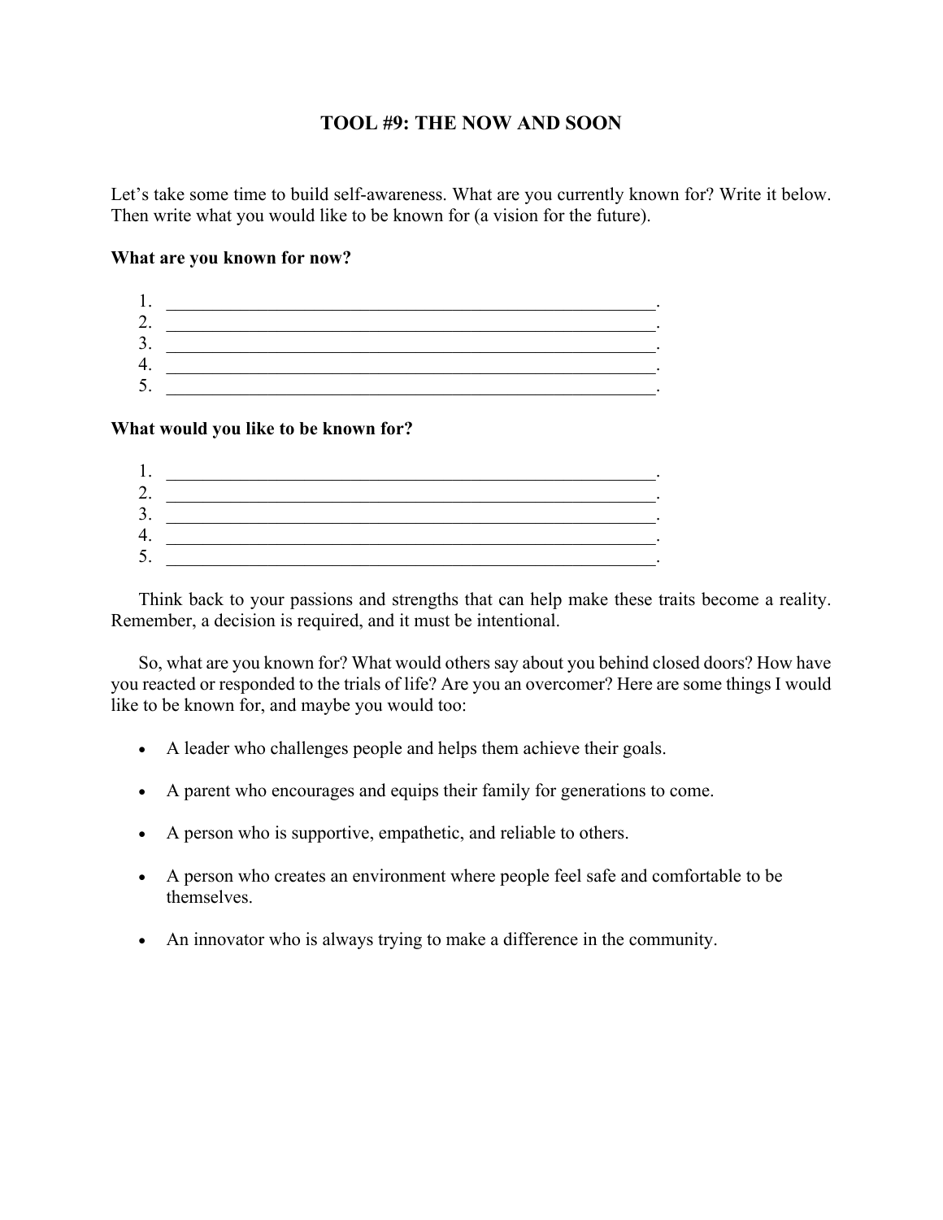# TOOL #9: THE NOW AND SOON

Let's take some time to build self-awareness. What are you currently known for? Write it below. Then write what you would like to be known for (a vision for the future).

**What are you known for now?**

1. ___________________________________________________________.
2. ___________________________________________________________.
3. ___________________________________________________________.
4. ___________________________________________________________.
5. ___________________________________________________________.

**What would you like to be known for?**

1. ___________________________________________________________.
2. ___________________________________________________________.
3. ___________________________________________________________.
4. ___________________________________________________________.
5. ___________________________________________________________.

Think back to your passions and strengths that can help make these traits become a reality. Remember, a decision is required, and it must be intentional.

So, what are you known for? What would others say about you behind closed doors? How have you reacted or responded to the trials of life? Are you an overcomer? Here are some things I would like to be known for, and maybe you would too:

- A leader who challenges people and helps them achieve their goals.
- A parent who encourages and equips their family for generations to come.
- A person who is supportive, empathetic, and reliable to others.
- A person who creates an environment where people feel safe and comfortable to be themselves.
- An innovator who is always trying to make a difference in the community.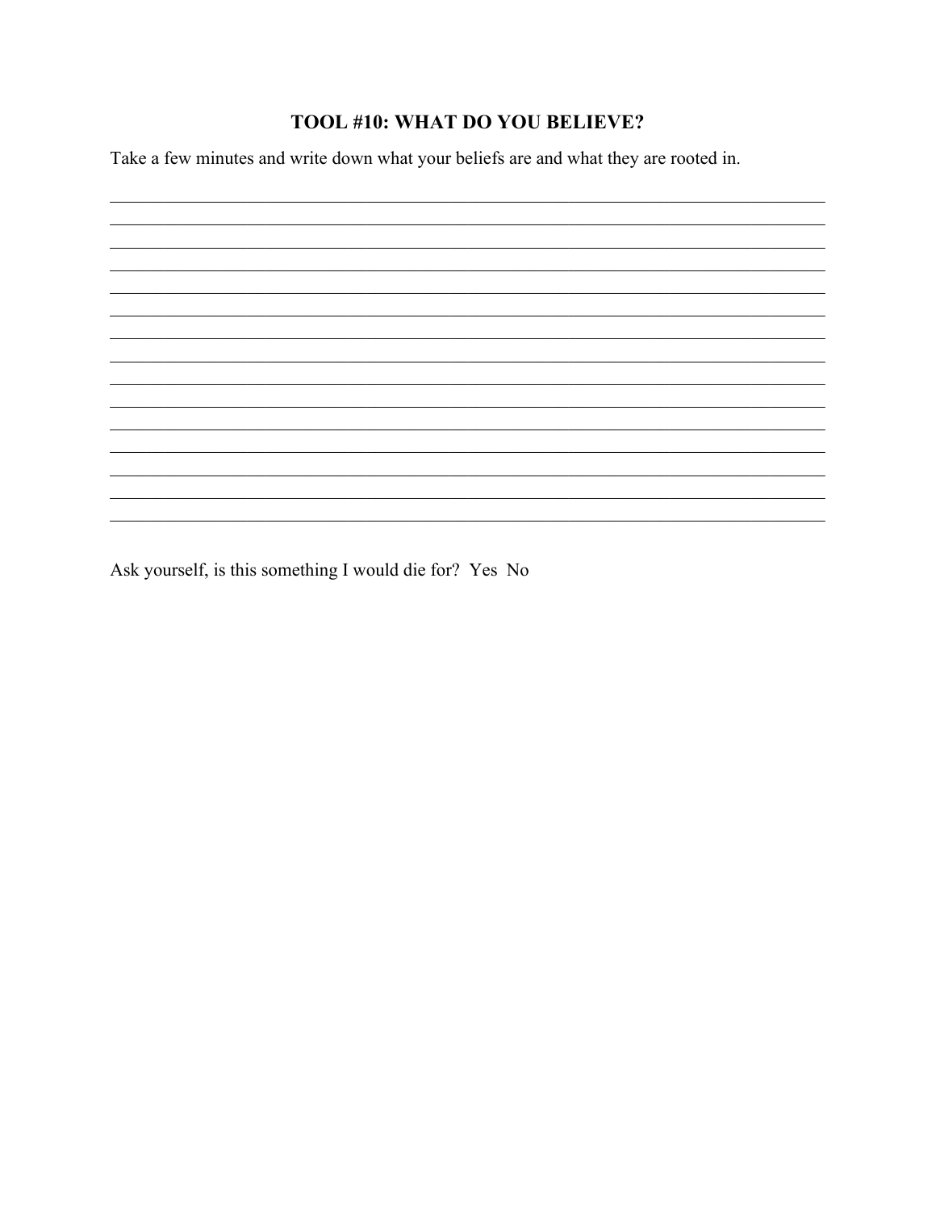## TOOL #10: WHAT DO YOU BELIEVE?

Take a few minutes and write down what your beliefs are and what they are rooted in.

_______________________________________________________________________________
_______________________________________________________________________________
_______________________________________________________________________________
_______________________________________________________________________________
_______________________________________________________________________________
_______________________________________________________________________________
_______________________________________________________________________________
_______________________________________________________________________________
_______________________________________________________________________________
_______________________________________________________________________________
_______________________________________________________________________________
_______________________________________________________________________________
_______________________________________________________________________________
_______________________________________________________________________________
_______________________________________________________________________________

Ask yourself, is this something I would die for? Yes No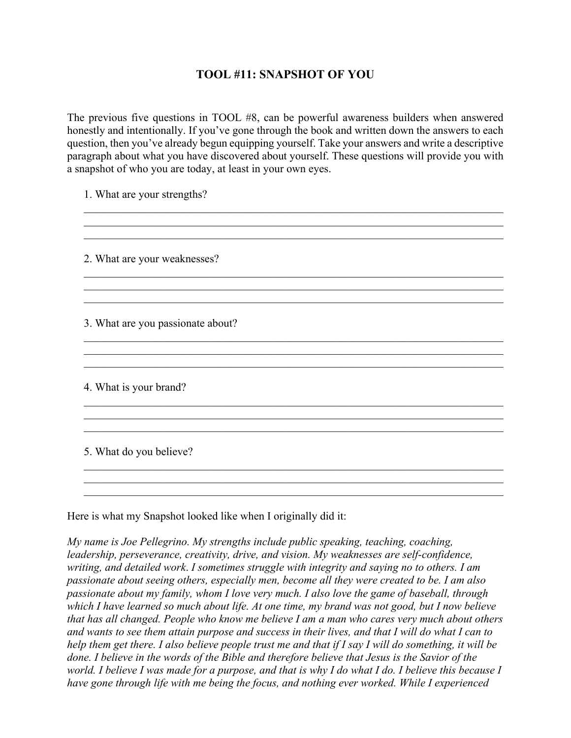## TOOL #11: SNAPSHOT OF YOU

The previous five questions in TOOL #8, can be powerful awareness builders when answered honestly and intentionally. If you've gone through the book and written down the answers to each question, then you've already begun equipping yourself. Take your answers and write a descriptive paragraph about what you have discovered about yourself. These questions will provide you with a snapshot of who you are today, at least in your own eyes.

1. What are your strengths?

______________________________________________________________________________
______________________________________________________________________________
______________________________________________________________________________

2. What are your weaknesses?

______________________________________________________________________________
______________________________________________________________________________
______________________________________________________________________________

3. What are you passionate about?

______________________________________________________________________________
______________________________________________________________________________
______________________________________________________________________________

4. What is your brand?

______________________________________________________________________________
______________________________________________________________________________
______________________________________________________________________________

5. What do you believe?

______________________________________________________________________________
______________________________________________________________________________
______________________________________________________________________________

Here is what my Snapshot looked like when I originally did it:

*My name is Joe Pellegrino. My strengths include public speaking, teaching, coaching, leadership, perseverance, creativity, drive, and vision. My weaknesses are self-confidence, writing, and detailed work. I sometimes struggle with integrity and saying no to others. I am passionate about seeing others, especially men, become all they were created to be. I am also passionate about my family, whom I love very much. I also love the game of baseball, through which I have learned so much about life. At one time, my brand was not good, but I now believe that has all changed. People who know me believe I am a man who cares very much about others and wants to see them attain purpose and success in their lives, and that I will do what I can to help them get there. I also believe people trust me and that if I say I will do something, it will be done. I believe in the words of the Bible and therefore believe that Jesus is the Savior of the world. I believe I was made for a purpose, and that is why I do what I do. I believe this because I have gone through life with me being the focus, and nothing ever worked. While I experienced*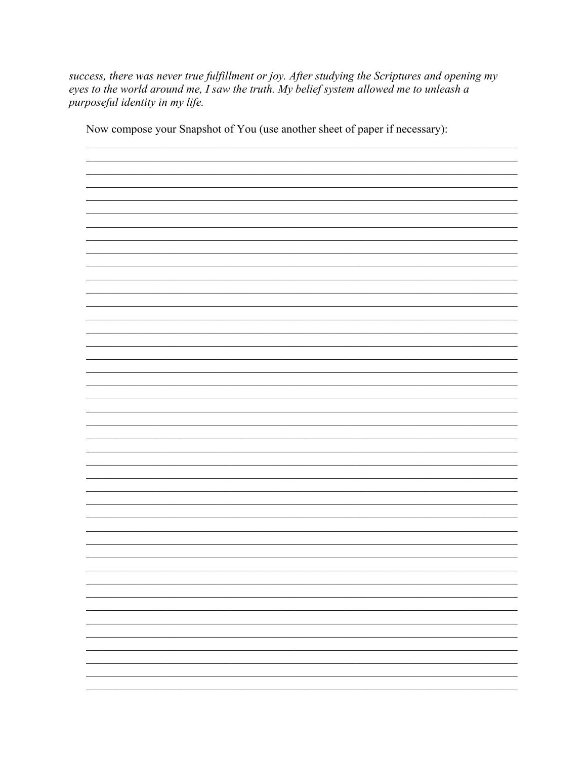*success, there was never true fulfillment or joy. After studying the Scriptures and opening my eyes to the world around me, I saw the truth. My belief system allowed me to unleash a purposeful identity in my life.*

Now compose your Snapshot of You (use another sheet of paper if necessary):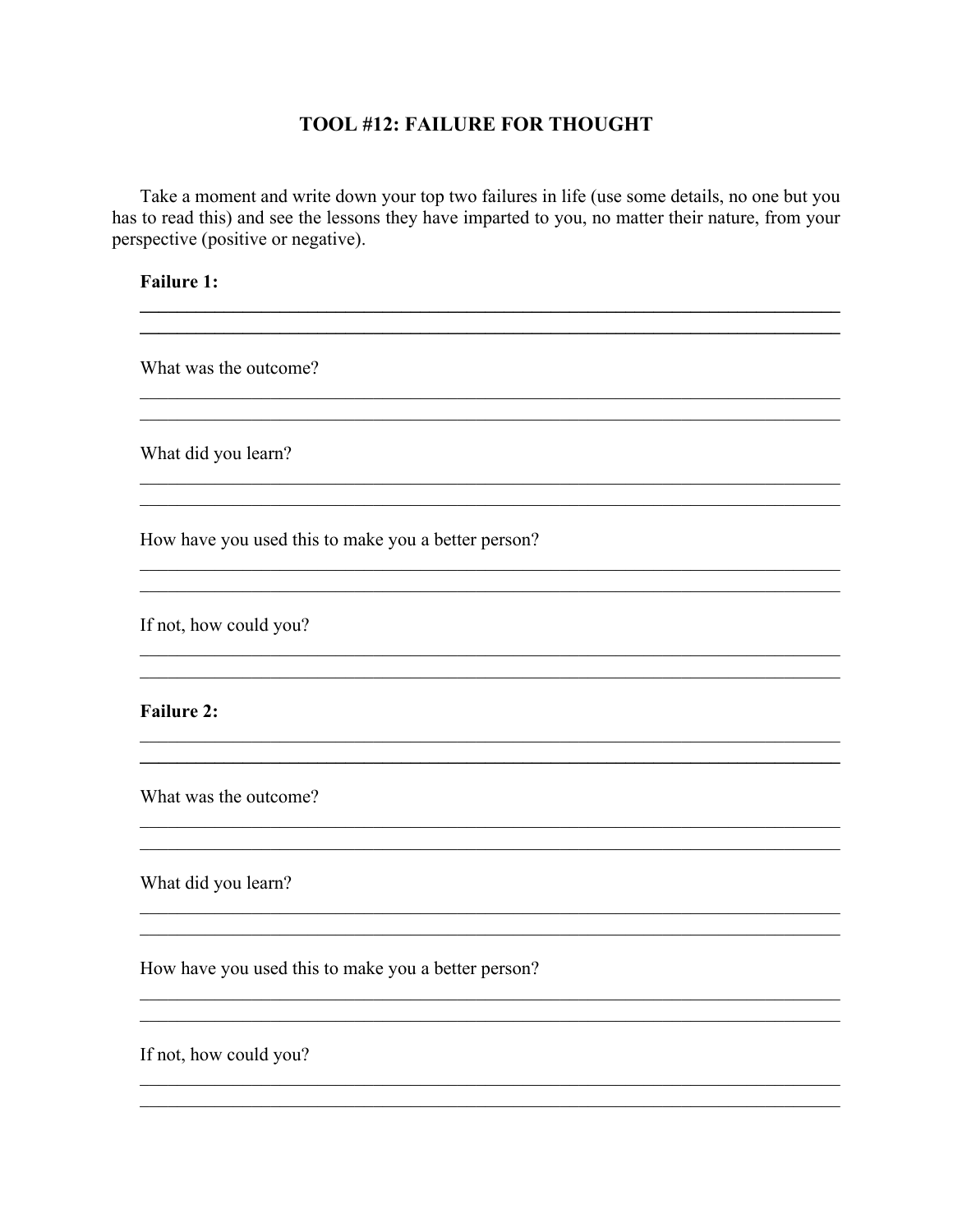### TOOL #12: FAILURE FOR THOUGHT

Take a moment and write down your top two failures in life (use some details, no one but you has to read this) and see the lessons they have imparted to you, no matter their nature, from your perspective (positive or negative).

**Failure 1:**

______________________________________________________________________________

______________________________________________________________________________

What was the outcome?

______________________________________________________________________________

______________________________________________________________________________

What did you learn?

______________________________________________________________________________

______________________________________________________________________________

How have you used this to make you a better person?

______________________________________________________________________________

______________________________________________________________________________

If not, how could you?

______________________________________________________________________________

______________________________________________________________________________

**Failure 2:**

______________________________________________________________________________

______________________________________________________________________________

What was the outcome?

______________________________________________________________________________

______________________________________________________________________________

What did you learn?

______________________________________________________________________________

______________________________________________________________________________

How have you used this to make you a better person?

______________________________________________________________________________

______________________________________________________________________________

If not, how could you?

______________________________________________________________________________

______________________________________________________________________________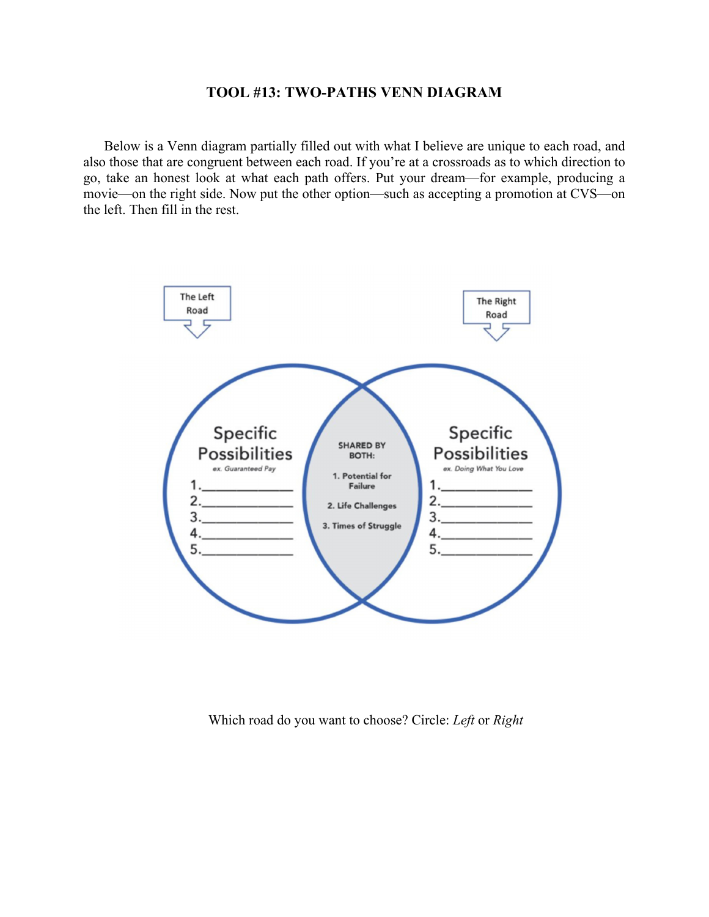## TOOL #13: TWO-PATHS VENN DIAGRAM

Below is a Venn diagram partially filled out with what I believe are unique to each road, and also those that are congruent between each road. If you're at a crossroads as to which direction to go, take an honest look at what each path offers. Put your dream—for example, producing a movie—on the right side. Now put the other option—such as accepting a promotion at CVS—on the left. Then fill in the rest.

**The Left Road**

**Specific Possibilities**

*ex. Guaranteed Pay*

1. \_\_\_\_\_\_\_\_\_\_\_\_
2. \_\_\_\_\_\_\_\_\_\_\_\_
3. \_\_\_\_\_\_\_\_\_\_\_\_
4. \_\_\_\_\_\_\_\_\_\_\_\_
5. \_\_\_\_\_\_\_\_\_\_\_\_

**SHARED BY BOTH:**

1. Potential for Failure
2. Life Challenges
3. Times of Struggle

**The Right Road**

**Specific Possibilities**

*ex. Doing What You Love*

1. \_\_\_\_\_\_\_\_\_\_\_\_
2. \_\_\_\_\_\_\_\_\_\_\_\_
3. \_\_\_\_\_\_\_\_\_\_\_\_
4. \_\_\_\_\_\_\_\_\_\_\_\_
5. \_\_\_\_\_\_\_\_\_\_\_\_

Which road do you want to choose? Circle: *Left* or *Right*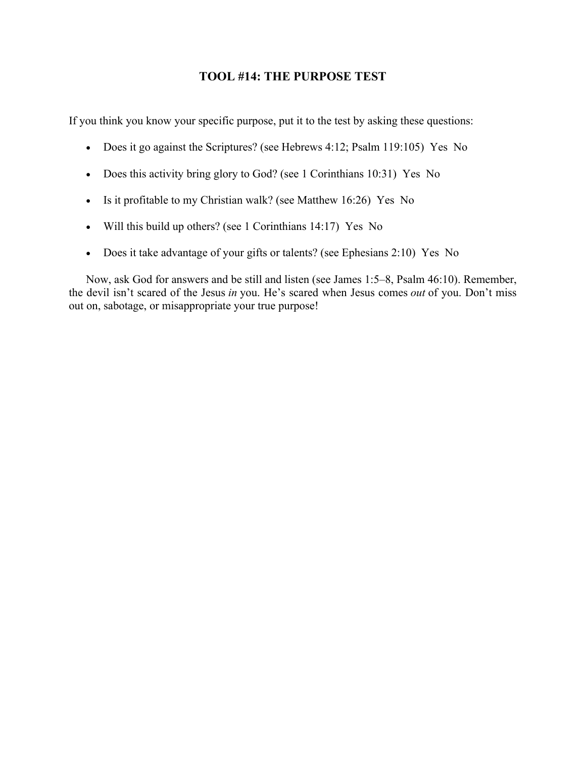## TOOL #14: THE PURPOSE TEST

If you think you know your specific purpose, put it to the test by asking these questions:

- Does it go against the Scriptures? (see Hebrews 4:12; Psalm 119:105) Yes No
- Does this activity bring glory to God? (see 1 Corinthians 10:31) Yes No
- Is it profitable to my Christian walk? (see Matthew 16:26) Yes No
- Will this build up others? (see 1 Corinthians 14:17) Yes No
- Does it take advantage of your gifts or talents? (see Ephesians 2:10) Yes No

Now, ask God for answers and be still and listen (see James 1:5–8, Psalm 46:10). Remember, the devil isn't scared of the Jesus *in* you. He's scared when Jesus comes *out* of you. Don't miss out on, sabotage, or misappropriate your true purpose!